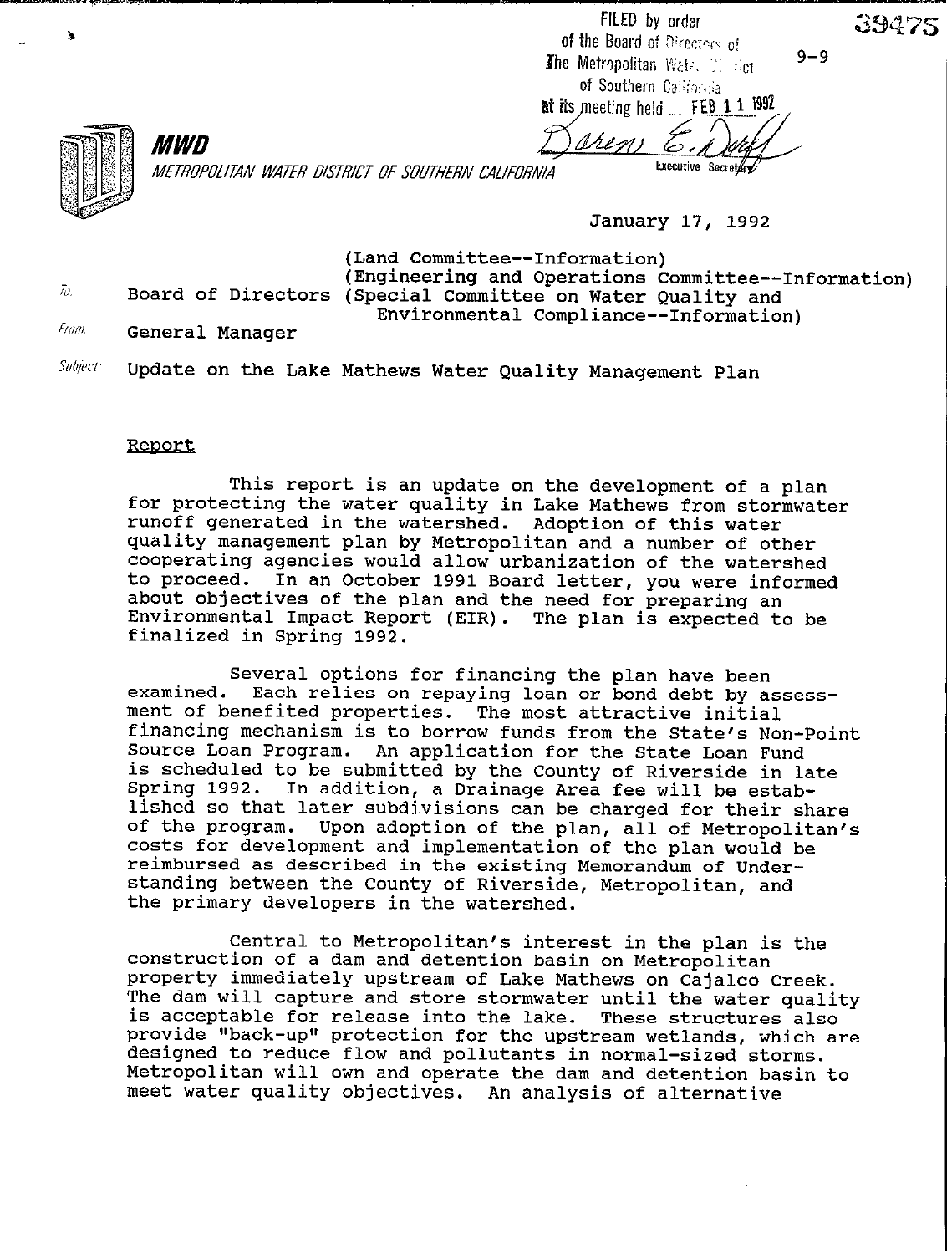FILED by order of the Board of Directors of The Metropolitan Water District of Southern California at its meeting held FEB 11 1992

Executive Secretary

39475

9-9

**MWD**

*METROPOLITAN WATER DISTRICT OF SOUTHERN CALIFORNIA*

January 17, 1992

To: Board of Directors (Land Committee--Information) (Engineering and Operations Committee--Information) (Special Committee on Water Quality and Environmental Compliance--Information)

From: General Manager

Subject: Update on the Lake Mathews Water Quality Management Plan

Report

This report is an update on the development of a plan for protecting the water quality in Lake Mathews from stormwater runoff generated in the watershed. Adoption of this water quality management plan by Metropolitan and a number of other cooperating agencies would allow urbanization of the watershed to proceed. In an October 1991 Board letter, you were informed about objectives of the plan and the need for preparing an Environmental Impact Report (EIR). The plan is expected to be finalized in Spring 1992.

Several options for financing the plan have been examined. Each relies on repaying loan or bond debt by assessment of benefited properties. The most attractive initial financing mechanism is to borrow funds from the State's Non-Point Source Loan Program. An application for the State Loan Fund is scheduled to be submitted by the County of Riverside in late Spring 1992. In addition, a Drainage Area fee will be established so that later subdivisions can be charged for their share of the program. Upon adoption of the plan, all of Metropolitan's costs for development and implementation of the plan would be reimbursed as described in the existing Memorandum of Understanding between the County of Riverside, Metropolitan, and the primary developers in the watershed.

Central to Metropolitan's interest in the plan is the construction of a dam and detention basin on Metropolitan property immediately upstream of Lake Mathews on Cajalco Creek. The dam will capture and store stormwater until the water quality is acceptable for release into the lake. These structures also provide "back-up" protection for the upstream wetlands, which are designed to reduce flow and pollutants in normal-sized storms. Metropolitan will own and operate the dam and detention basin to meet water quality objectives. An analysis of alternative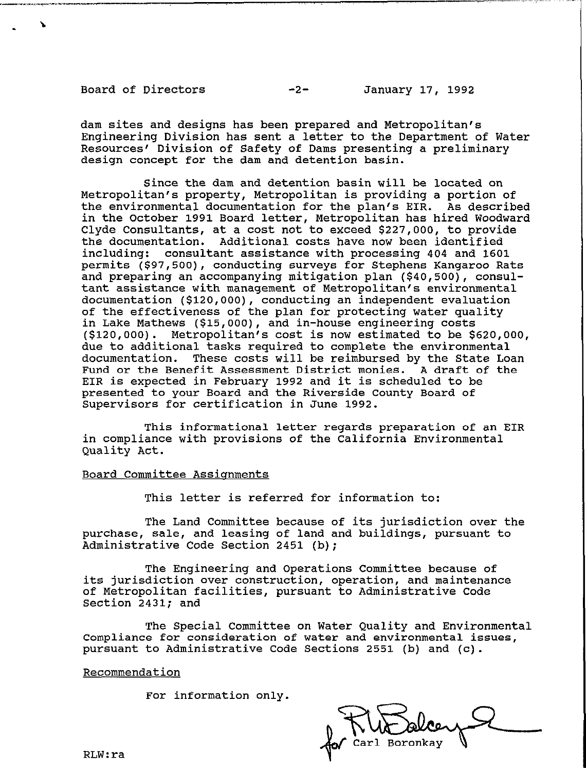dam sites and designs has been prepared and Metropolitan's Engineering Division has sent a letter to the Department of Water Resources' Division of Safety of Dams presenting a preliminary design concept for the dam and detention basin.

Since the dam and detention basin will be located on Metropolitan's property, Metropolitan is providing a portion of the environmental documentation for the plan's EIR. As described in the October 1991 Board letter, Metropolitan has hired Woodward Clyde Consultants, at a cost not to exceed $227,000, to provide the documentation. Additional costs have now been identified including: consultant assistance with processing 404 and 1601 permits ($97,500), conducting surveys for Stephens Kangaroo Rats and preparing an accompanying mitigation plan ($40,500), consultant assistance with management of Metropolitan's environmental documentation ($120,000), conducting an independent evaluation of the effectiveness of the plan for protecting water quality in Lake Mathews ($15,000), and in-house engineering costs ($120,000). Metropolitan's cost is now estimated to be $620,000, due to additional tasks required to complete the environmental documentation. These costs will be reimbursed by the State Loan Fund or the Benefit Assessment District monies. A draft of the EIR is expected in February 1992 and it is scheduled to be presented to your Board and the Riverside County Board of Supervisors for certification in June 1992.

This informational letter regards preparation of an EIR in compliance with provisions of the California Environmental Quality Act.

Board Committee Assignments

This letter is referred for information to:

The Land Committee because of its jurisdiction over the purchase, sale, and leasing of land and buildings, pursuant to Administrative Code Section 2451 (b);

The Engineering and Operations Committee because of its jurisdiction over construction, operation, and maintenance of Metropolitan facilities, pursuant to Administrative Code Section 2431; and

The Special Committee on Water Quality and Environmental Compliance for consideration of water and environmental issues, pursuant to Administrative Code Sections 2551 (b) and (c).

Recommendation

For information only.

for Carl Boronkay

RLW:ra